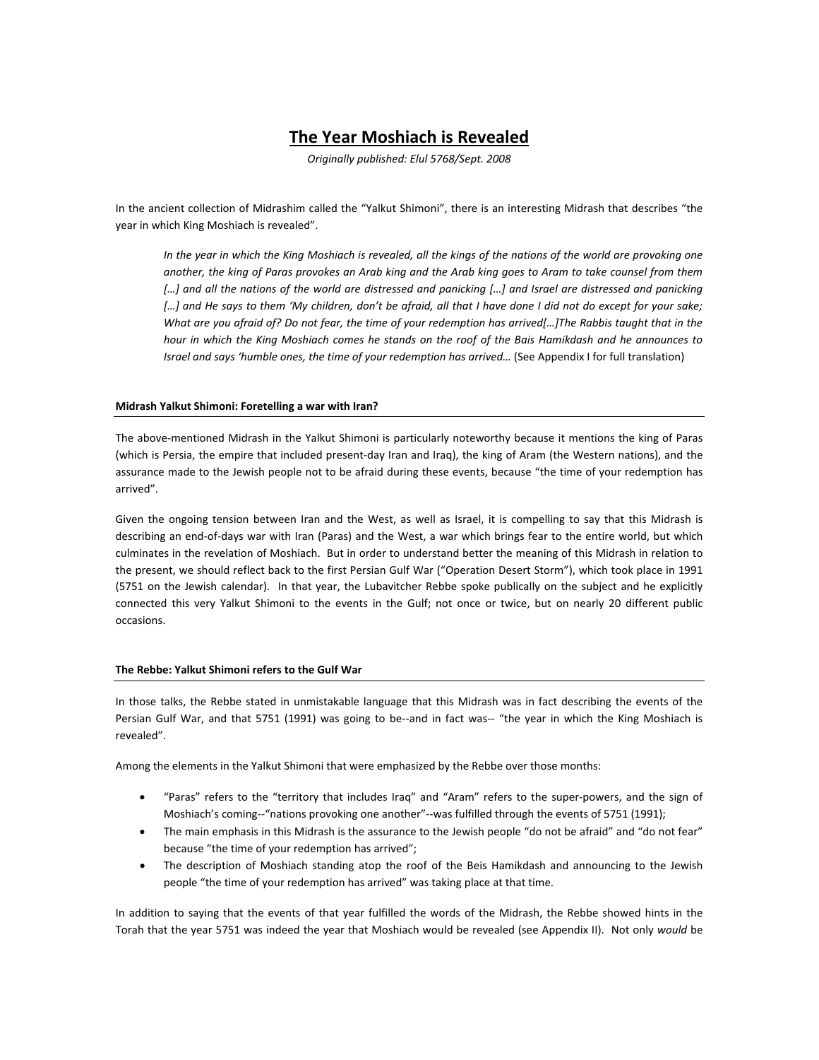# The Year Moshiach is Revealed

*Originally published: Elul 5768/Sept. 2008*

In the ancient collection of Midrashim called the "Yalkut Shimoni", there is an interesting Midrash that describes "the year in which King Moshiach is revealed".

> *In the year in which the King Moshiach is revealed, all the kings of the nations of the world are provoking one another, the king of Paras provokes an Arab king and the Arab king goes to Aram to take counsel from them […] and all the nations of the world are distressed and panicking […] and Israel are distressed and panicking […] and He says to them 'My children, don't be afraid, all that I have done I did not do except for your sake; What are you afraid of? Do not fear, the time of your redemption has arrived[…]The Rabbis taught that in the hour in which the King Moshiach comes he stands on the roof of the Bais Hamikdash and he announces to Israel and says 'humble ones, the time of your redemption has arrived…* (See Appendix I for full translation)

#### Midrash Yalkut Shimoni: Foretelling a war with Iran?

The above-mentioned Midrash in the Yalkut Shimoni is particularly noteworthy because it mentions the king of Paras (which is Persia, the empire that included present-day Iran and Iraq), the king of Aram (the Western nations), and the assurance made to the Jewish people not to be afraid during these events, because "the time of your redemption has arrived".

Given the ongoing tension between Iran and the West, as well as Israel, it is compelling to say that this Midrash is describing an end-of-days war with Iran (Paras) and the West, a war which brings fear to the entire world, but which culminates in the revelation of Moshiach. But in order to understand better the meaning of this Midrash in relation to the present, we should reflect back to the first Persian Gulf War ("Operation Desert Storm"), which took place in 1991 (5751 on the Jewish calendar). In that year, the Lubavitcher Rebbe spoke publically on the subject and he explicitly connected this very Yalkut Shimoni to the events in the Gulf; not once or twice, but on nearly 20 different public occasions.

#### The Rebbe: Yalkut Shimoni refers to the Gulf War

In those talks, the Rebbe stated in unmistakable language that this Midrash was in fact describing the events of the Persian Gulf War, and that 5751 (1991) was going to be--and in fact was-- "the year in which the King Moshiach is revealed".

Among the elements in the Yalkut Shimoni that were emphasized by the Rebbe over those months:

- "Paras" refers to the "territory that includes Iraq" and "Aram" refers to the super-powers, and the sign of Moshiach's coming--"nations provoking one another"--was fulfilled through the events of 5751 (1991);
- The main emphasis in this Midrash is the assurance to the Jewish people "do not be afraid" and "do not fear" because "the time of your redemption has arrived";
- The description of Moshiach standing atop the roof of the Beis Hamikdash and announcing to the Jewish people "the time of your redemption has arrived" was taking place at that time.

In addition to saying that the events of that year fulfilled the words of the Midrash, the Rebbe showed hints in the Torah that the year 5751 was indeed the year that Moshiach would be revealed (see Appendix II). Not only *would* be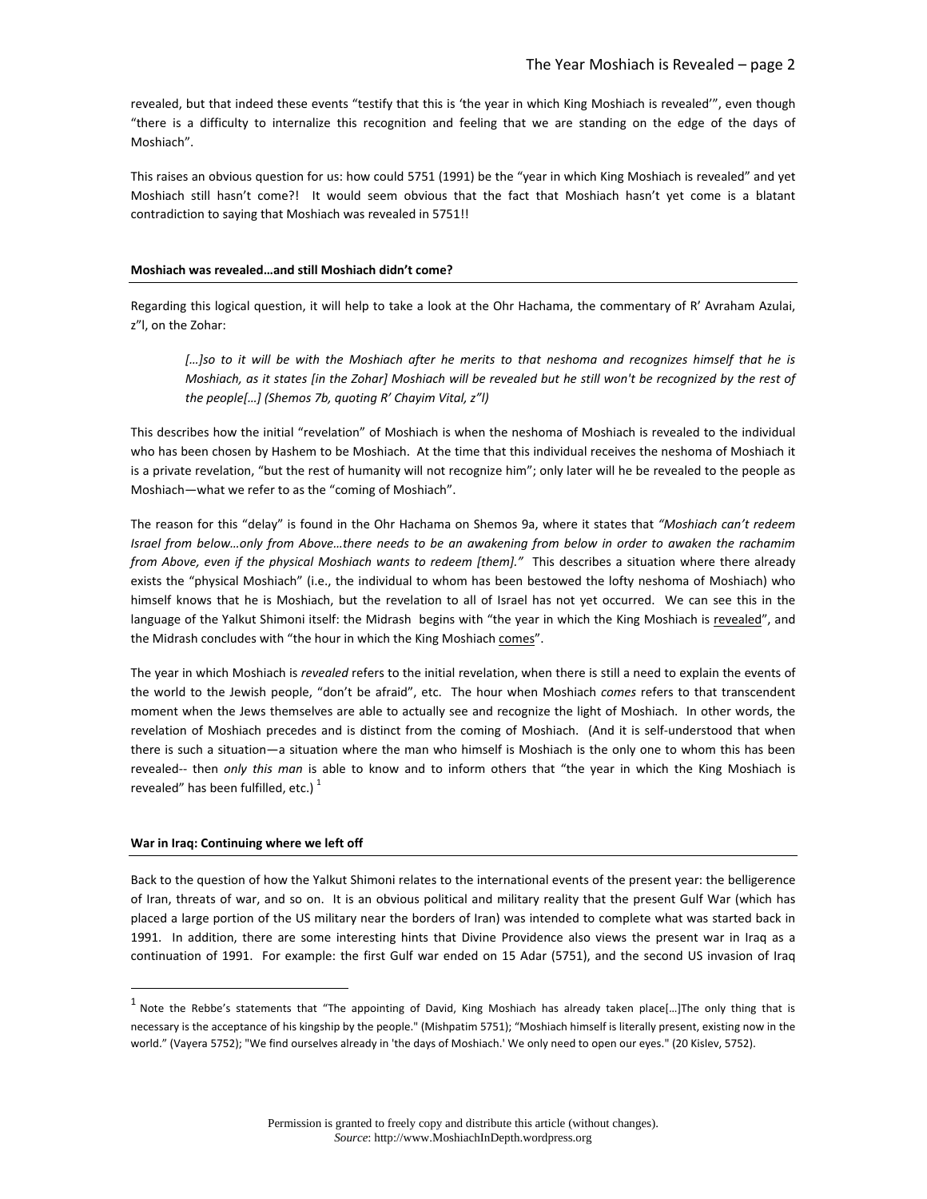revealed, but that indeed these events "testify that this is 'the year in which King Moshiach is revealed'", even though "there is a difficulty to internalize this recognition and feeling that we are standing on the edge of the days of Moshiach".

This raises an obvious question for us: how could 5751 (1991) be the "year in which King Moshiach is revealed" and yet Moshiach still hasn't come?! It would seem obvious that the fact that Moshiach hasn't yet come is a blatant contradiction to saying that Moshiach was revealed in 5751!!

**Moshiach was revealed…and still Moshiach didn't come?**

Regarding this logical question, it will help to take a look at the Ohr Hachama, the commentary of R' Avraham Azulai, z"l, on the Zohar:

> *[…]so to it will be with the Moshiach after he merits to that neshoma and recognizes himself that he is Moshiach, as it states [in the Zohar] Moshiach will be revealed but he still won't be recognized by the rest of the people[…] (Shemos 7b, quoting R' Chayim Vital, z"l)*

This describes how the initial "revelation" of Moshiach is when the neshoma of Moshiach is revealed to the individual who has been chosen by Hashem to be Moshiach. At the time that this individual receives the neshoma of Moshiach it is a private revelation, "but the rest of humanity will not recognize him"; only later will he be revealed to the people as Moshiach—what we refer to as the "coming of Moshiach".

The reason for this "delay" is found in the Ohr Hachama on Shemos 9a, where it states that *"Moshiach can't redeem Israel from below…only from Above…there needs to be an awakening from below in order to awaken the rachamim from Above, even if the physical Moshiach wants to redeem [them]."* This describes a situation where there already exists the "physical Moshiach" (i.e., the individual to whom has been bestowed the lofty neshoma of Moshiach) who himself knows that he is Moshiach, but the revelation to all of Israel has not yet occurred. We can see this in the language of the Yalkut Shimoni itself: the Midrash begins with "the year in which the King Moshiach is <u>revealed</u>", and the Midrash concludes with "the hour in which the King Moshiach <u>comes</u>".

The year in which Moshiach is *revealed* refers to the initial revelation, when there is still a need to explain the events of the world to the Jewish people, "don't be afraid", etc. The hour when Moshiach *comes* refers to that transcendent moment when the Jews themselves are able to actually see and recognize the light of Moshiach. In other words, the revelation of Moshiach precedes and is distinct from the coming of Moshiach. (And it is self-understood that when there is such a situation—a situation where the man who himself is Moshiach is the only one to whom this has been revealed-- then *only this man* is able to know and to inform others that "the year in which the King Moshiach is revealed" has been fulfilled, etc.) [1]

**War in Iraq: Continuing where we left off**

Back to the question of how the Yalkut Shimoni relates to the international events of the present year: the belligerence of Iran, threats of war, and so on. It is an obvious political and military reality that the present Gulf War (which has placed a large portion of the US military near the borders of Iran) was intended to complete what was started back in 1991. In addition, there are some interesting hints that Divine Providence also views the present war in Iraq as a continuation of 1991. For example: the first Gulf war ended on 15 Adar (5751), and the second US invasion of Iraq

---

[1] Note the Rebbe's statements that "The appointing of David, King Moshiach has already taken place[…]The only thing that is necessary is the acceptance of his kingship by the people." (Mishpatim 5751); "Moshiach himself is literally present, existing now in the world." (Vayera 5752); "We find ourselves already in 'the days of Moshiach.' We only need to open our eyes." (20 Kislev, 5752).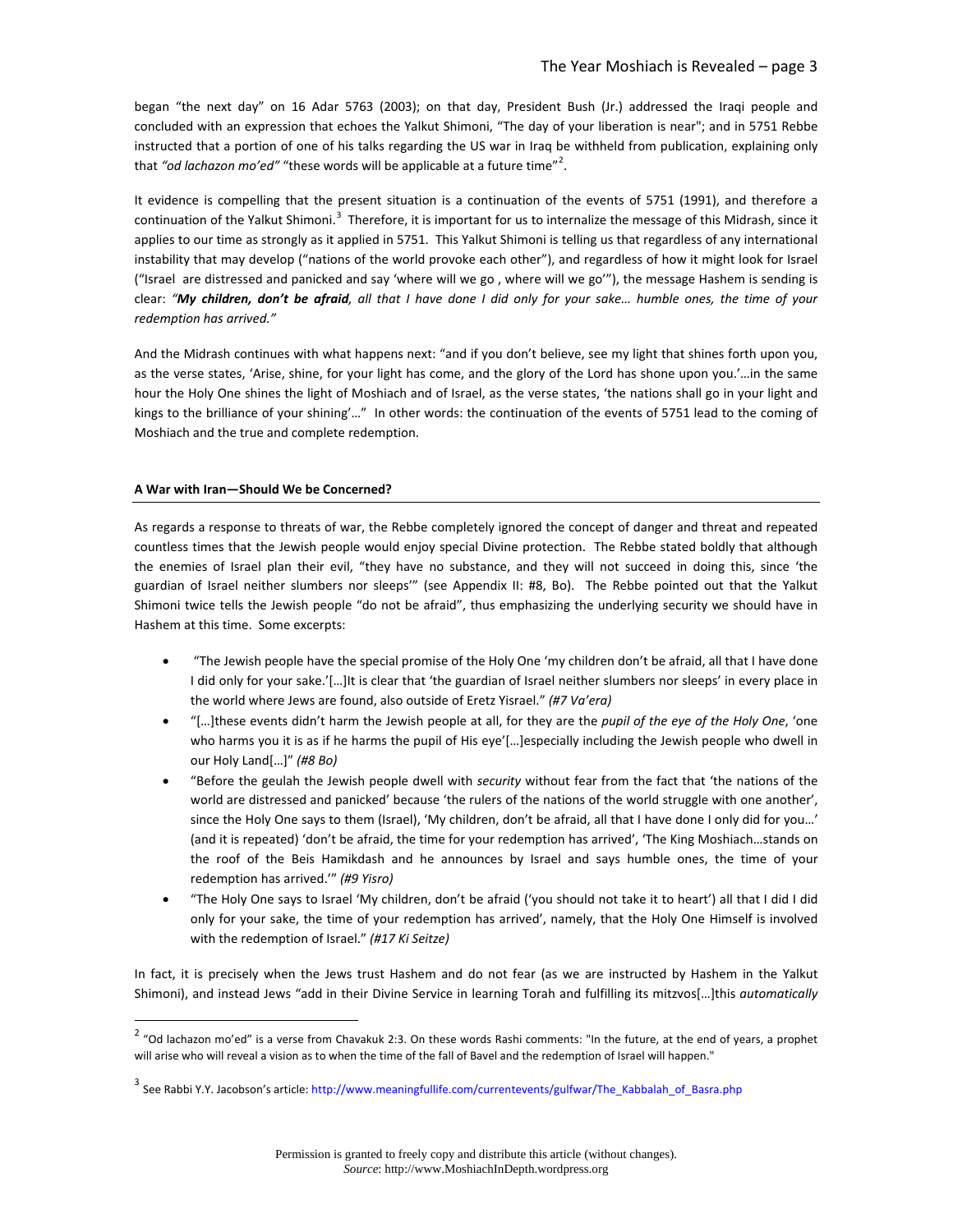began "the next day" on 16 Adar 5763 (2003); on that day, President Bush (Jr.) addressed the Iraqi people and concluded with an expression that echoes the Yalkut Shimoni, "The day of your liberation is near"; and in 5751 Rebbe instructed that a portion of one of his talks regarding the US war in Iraq be withheld from publication, explaining only that *"od lachazon mo'ed"* "these words will be applicable at a future time"[2].

It evidence is compelling that the present situation is a continuation of the events of 5751 (1991), and therefore a continuation of the Yalkut Shimoni.[3] Therefore, it is important for us to internalize the message of this Midrash, since it applies to our time as strongly as it applied in 5751. This Yalkut Shimoni is telling us that regardless of any international instability that may develop ("nations of the world provoke each other"), and regardless of how it might look for Israel ("Israel are distressed and panicked and say 'where will we go , where will we go'"), the message Hashem is sending is clear: *"**My children, don't be afraid**, all that I have done I did only for your sake… humble ones, the time of your redemption has arrived."*

And the Midrash continues with what happens next: "and if you don't believe, see my light that shines forth upon you, as the verse states, 'Arise, shine, for your light has come, and the glory of the Lord has shone upon you.'…in the same hour the Holy One shines the light of Moshiach and of Israel, as the verse states, 'the nations shall go in your light and kings to the brilliance of your shining'…" In other words: the continuation of the events of 5751 lead to the coming of Moshiach and the true and complete redemption.

#### A War with Iran—Should We be Concerned?

As regards a response to threats of war, the Rebbe completely ignored the concept of danger and threat and repeated countless times that the Jewish people would enjoy special Divine protection. The Rebbe stated boldly that although the enemies of Israel plan their evil, "they have no substance, and they will not succeed in doing this, since 'the guardian of Israel neither slumbers nor sleeps'" (see Appendix II: #8, Bo). The Rebbe pointed out that the Yalkut Shimoni twice tells the Jewish people "do not be afraid", thus emphasizing the underlying security we should have in Hashem at this time. Some excerpts:

- "The Jewish people have the special promise of the Holy One 'my children don't be afraid, all that I have done I did only for your sake.'[…]It is clear that 'the guardian of Israel neither slumbers nor sleeps' in every place in the world where Jews are found, also outside of Eretz Yisrael." *(#7 Va'era)*
- "[…]these events didn't harm the Jewish people at all, for they are the *pupil of the eye of the Holy One*, 'one who harms you it is as if he harms the pupil of His eye'[…]especially including the Jewish people who dwell in our Holy Land[…]" *(#8 Bo)*
- "Before the geulah the Jewish people dwell with *security* without fear from the fact that 'the nations of the world are distressed and panicked' because 'the rulers of the nations of the world struggle with one another', since the Holy One says to them (Israel), 'My children, don't be afraid, all that I have done I only did for you…' (and it is repeated) 'don't be afraid, the time for your redemption has arrived', 'The King Moshiach…stands on the roof of the Beis Hamikdash and he announces by Israel and says humble ones, the time of your redemption has arrived.'" *(#9 Yisro)*
- "The Holy One says to Israel 'My children, don't be afraid ('you should not take it to heart') all that I did I did only for your sake, the time of your redemption has arrived', namely, that the Holy One Himself is involved with the redemption of Israel." *(#17 Ki Seitze)*

In fact, it is precisely when the Jews trust Hashem and do not fear (as we are instructed by Hashem in the Yalkut Shimoni), and instead Jews "add in their Divine Service in learning Torah and fulfilling its mitzvos[…]this *automatically*

---

[2] "Od lachazon mo'ed" is a verse from Chavakuk 2:3. On these words Rashi comments: "In the future, at the end of years, a prophet will arise who will reveal a vision as to when the time of the fall of Bavel and the redemption of Israel will happen."

[3] See Rabbi Y.Y. Jacobson's article: http://www.meaningfullife.com/currentevents/gulfwar/The_Kabbalah_of_Basra.php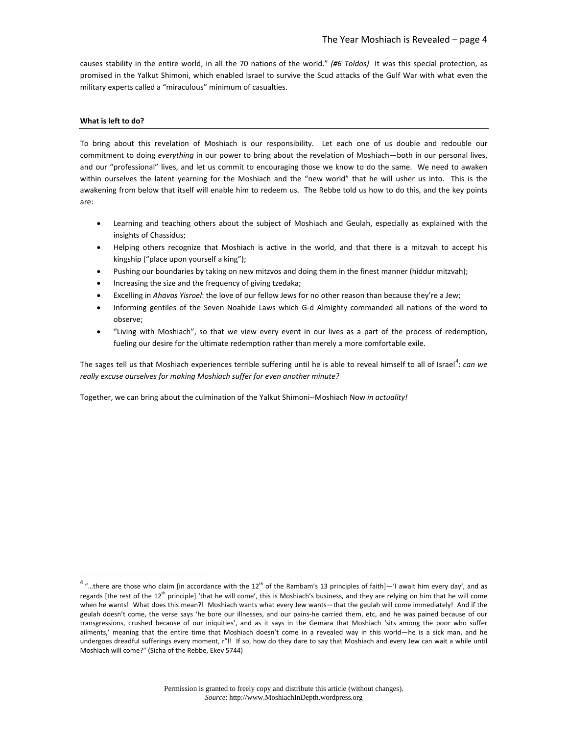causes stability in the entire world, in all the 70 nations of the world." *(#6 Toldos)* It was this special protection, as promised in the Yalkut Shimoni, which enabled Israel to survive the Scud attacks of the Gulf War with what even the military experts called a "miraculous" minimum of casualties.

**What is left to do?**

To bring about this revelation of Moshiach is our responsibility. Let each one of us double and redouble our commitment to doing *everything* in our power to bring about the revelation of Moshiach—both in our personal lives, and our "professional" lives, and let us commit to encouraging those we know to do the same. We need to awaken within ourselves the latent yearning for the Moshiach and the "new world" that he will usher us into. This is the awakening from below that itself will enable him to redeem us. The Rebbe told us how to do this, and the key points are:

- Learning and teaching others about the subject of Moshiach and Geulah, especially as explained with the insights of Chassidus;
- Helping others recognize that Moshiach is active in the world, and that there is a mitzvah to accept his kingship ("place upon yourself a king");
- Pushing our boundaries by taking on new mitzvos and doing them in the finest manner (hiddur mitzvah);
- Increasing the size and the frequency of giving tzedaka;
- Excelling in *Ahavas Yisroel*: the love of our fellow Jews for no other reason than because they're a Jew;
- Informing gentiles of the Seven Noahide Laws which G-d Almighty commanded all nations of the word to observe;
- "Living with Moshiach", so that we view every event in our lives as a part of the process of redemption, fueling our desire for the ultimate redemption rather than merely a more comfortable exile.

The sages tell us that Moshiach experiences terrible suffering until he is able to reveal himself to all of Israel[4]: *can we really excuse ourselves for making Moshiach suffer for even another minute?*

Together, we can bring about the culmination of the Yalkut Shimoni--Moshiach Now *in actuality!*

[4] "…there are those who claim [in accordance with the 12th of the Rambam's 13 principles of faith]—'I await him every day', and as regards [the rest of the 12th principle] 'that he will come', this is Moshiach's business, and they are relying on him that he will come when he wants! What does this mean?! Moshiach wants what every Jew wants—that the geulah will come immediately! And if the geulah doesn't come, the verse says 'he bore our illnesses, and our pains-he carried them, etc, and he was pained because of our transgressions, crushed because of our iniquities', and as it says in the Gemara that Moshiach 'sits among the poor who suffer ailments,' meaning that the entire time that Moshiach doesn't come in a revealed way in this world—he is a sick man, and he undergoes dreadful sufferings every moment, r"l! If so, how do they dare to say that Moshiach and every Jew can wait a while until Moshiach will come?" (Sicha of the Rebbe, Ekev 5744)

Permission is granted to freely copy and distribute this article (without changes).
*Source*: http://www.MoshiachInDepth.wordpress.org